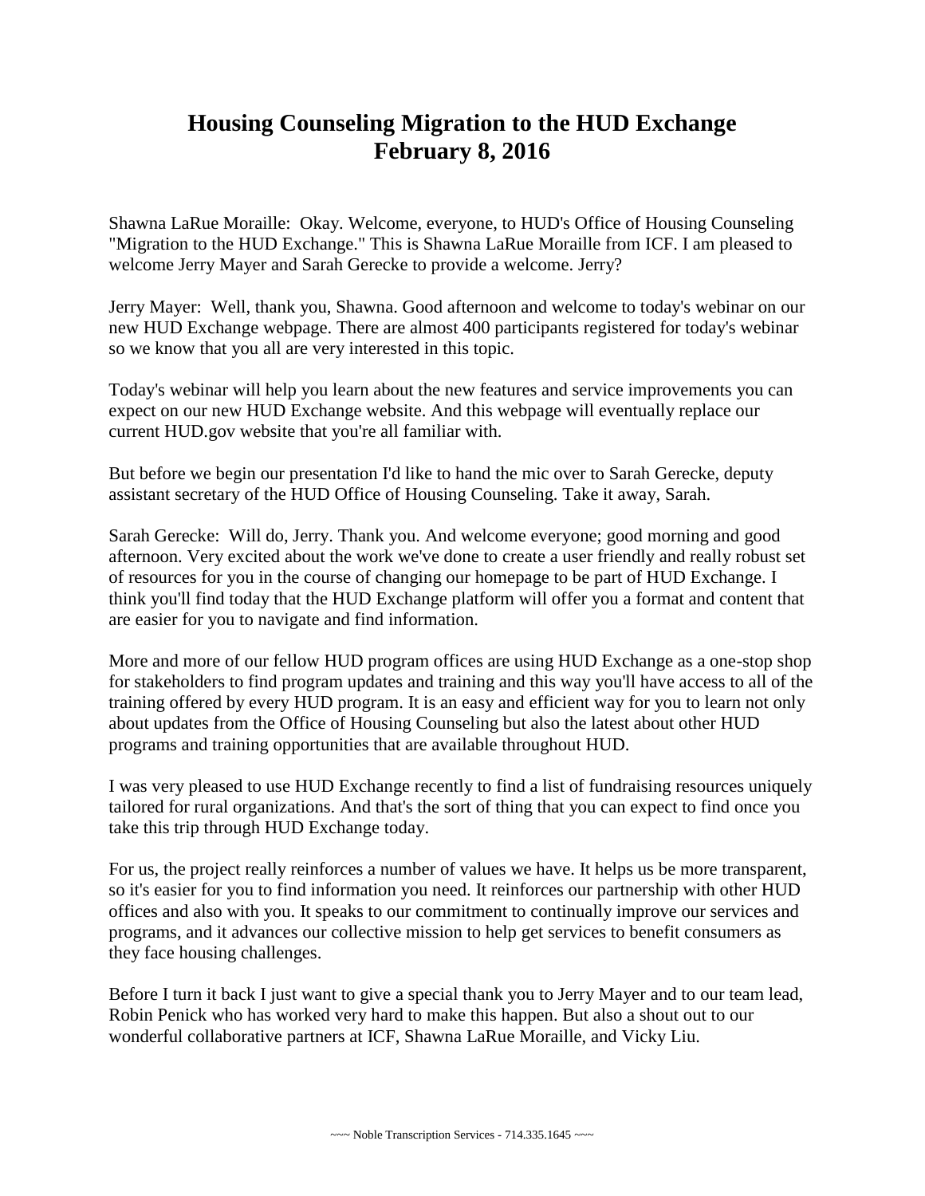# Housing Counseling Migration to the HUD Exchange
# February 8, 2016

Shawna LaRue Moraille: Okay. Welcome, everyone, to HUD's Office of Housing Counseling "Migration to the HUD Exchange." This is Shawna LaRue Moraille from ICF. I am pleased to welcome Jerry Mayer and Sarah Gerecke to provide a welcome. Jerry?

Jerry Mayer: Well, thank you, Shawna. Good afternoon and welcome to today's webinar on our new HUD Exchange webpage. There are almost 400 participants registered for today's webinar so we know that you all are very interested in this topic.

Today's webinar will help you learn about the new features and service improvements you can expect on our new HUD Exchange website. And this webpage will eventually replace our current HUD.gov website that you're all familiar with.

But before we begin our presentation I'd like to hand the mic over to Sarah Gerecke, deputy assistant secretary of the HUD Office of Housing Counseling. Take it away, Sarah.

Sarah Gerecke: Will do, Jerry. Thank you. And welcome everyone; good morning and good afternoon. Very excited about the work we've done to create a user friendly and really robust set of resources for you in the course of changing our homepage to be part of HUD Exchange. I think you'll find today that the HUD Exchange platform will offer you a format and content that are easier for you to navigate and find information.

More and more of our fellow HUD program offices are using HUD Exchange as a one-stop shop for stakeholders to find program updates and training and this way you'll have access to all of the training offered by every HUD program. It is an easy and efficient way for you to learn not only about updates from the Office of Housing Counseling but also the latest about other HUD programs and training opportunities that are available throughout HUD.

I was very pleased to use HUD Exchange recently to find a list of fundraising resources uniquely tailored for rural organizations. And that's the sort of thing that you can expect to find once you take this trip through HUD Exchange today.

For us, the project really reinforces a number of values we have. It helps us be more transparent, so it's easier for you to find information you need. It reinforces our partnership with other HUD offices and also with you. It speaks to our commitment to continually improve our services and programs, and it advances our collective mission to help get services to benefit consumers as they face housing challenges.

Before I turn it back I just want to give a special thank you to Jerry Mayer and to our team lead, Robin Penick who has worked very hard to make this happen. But also a shout out to our wonderful collaborative partners at ICF, Shawna LaRue Moraille, and Vicky Liu.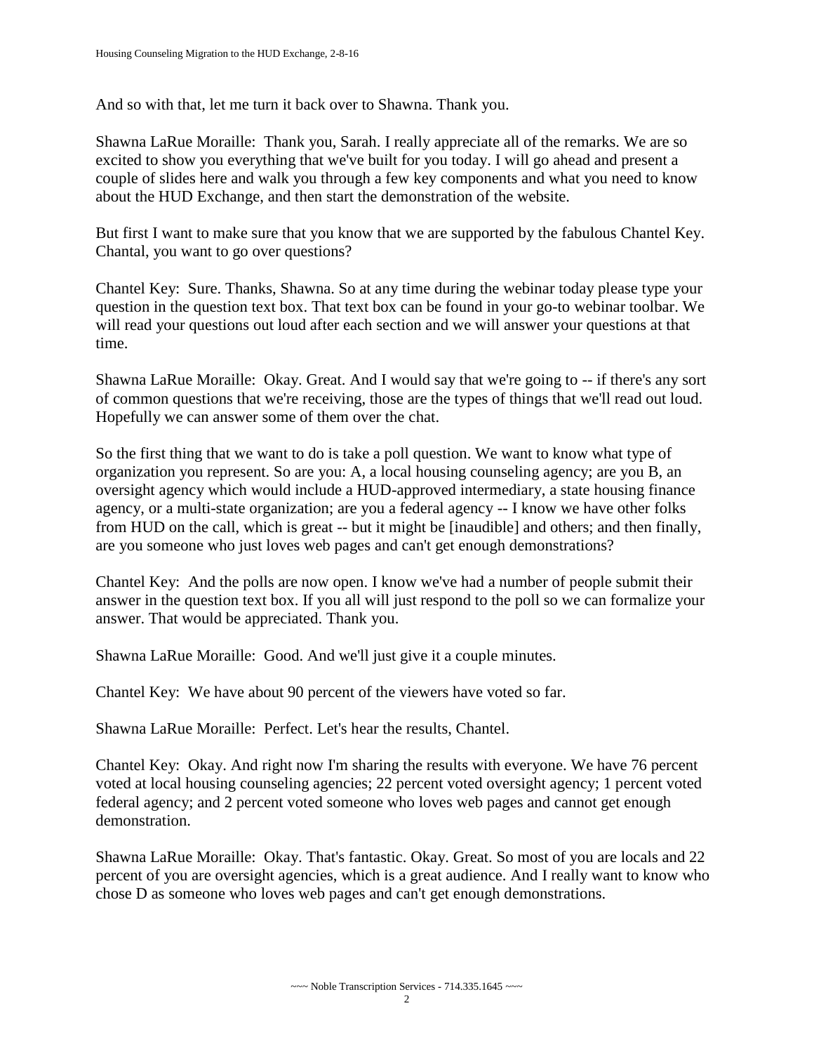And so with that, let me turn it back over to Shawna. Thank you.

Shawna LaRue Moraille: Thank you, Sarah. I really appreciate all of the remarks. We are so excited to show you everything that we've built for you today. I will go ahead and present a couple of slides here and walk you through a few key components and what you need to know about the HUD Exchange, and then start the demonstration of the website.

But first I want to make sure that you know that we are supported by the fabulous Chantel Key. Chantal, you want to go over questions?

Chantel Key: Sure. Thanks, Shawna. So at any time during the webinar today please type your question in the question text box. That text box can be found in your go-to webinar toolbar. We will read your questions out loud after each section and we will answer your questions at that time.

Shawna LaRue Moraille: Okay. Great. And I would say that we're going to -- if there's any sort of common questions that we're receiving, those are the types of things that we'll read out loud. Hopefully we can answer some of them over the chat.

So the first thing that we want to do is take a poll question. We want to know what type of organization you represent. So are you: A, a local housing counseling agency; are you B, an oversight agency which would include a HUD-approved intermediary, a state housing finance agency, or a multi-state organization; are you a federal agency -- I know we have other folks from HUD on the call, which is great -- but it might be [inaudible] and others; and then finally, are you someone who just loves web pages and can't get enough demonstrations?

Chantel Key: And the polls are now open. I know we've had a number of people submit their answer in the question text box. If you all will just respond to the poll so we can formalize your answer. That would be appreciated. Thank you.

Shawna LaRue Moraille: Good. And we'll just give it a couple minutes.

Chantel Key: We have about 90 percent of the viewers have voted so far.

Shawna LaRue Moraille: Perfect. Let's hear the results, Chantel.

Chantel Key: Okay. And right now I'm sharing the results with everyone. We have 76 percent voted at local housing counseling agencies; 22 percent voted oversight agency; 1 percent voted federal agency; and 2 percent voted someone who loves web pages and cannot get enough demonstration.

Shawna LaRue Moraille: Okay. That's fantastic. Okay. Great. So most of you are locals and 22 percent of you are oversight agencies, which is a great audience. And I really want to know who chose D as someone who loves web pages and can't get enough demonstrations.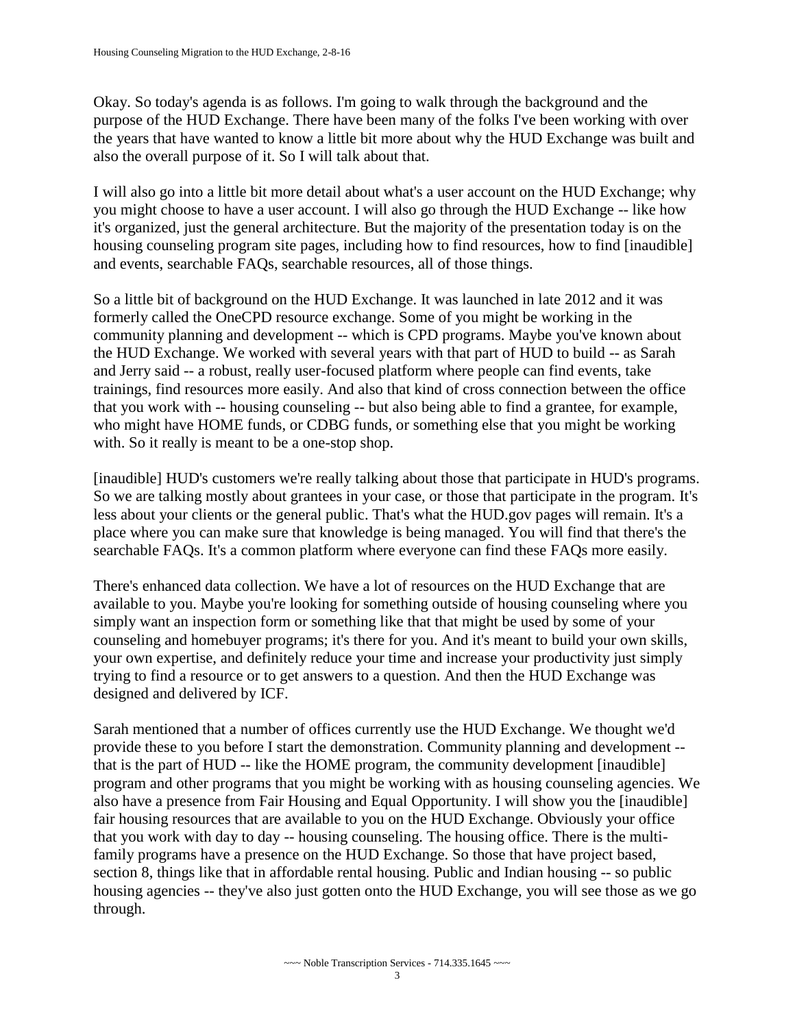Okay. So today's agenda is as follows. I'm going to walk through the background and the purpose of the HUD Exchange. There have been many of the folks I've been working with over the years that have wanted to know a little bit more about why the HUD Exchange was built and also the overall purpose of it. So I will talk about that.

I will also go into a little bit more detail about what's a user account on the HUD Exchange; why you might choose to have a user account. I will also go through the HUD Exchange -- like how it's organized, just the general architecture. But the majority of the presentation today is on the housing counseling program site pages, including how to find resources, how to find [inaudible] and events, searchable FAQs, searchable resources, all of those things.

So a little bit of background on the HUD Exchange. It was launched in late 2012 and it was formerly called the OneCPD resource exchange. Some of you might be working in the community planning and development -- which is CPD programs. Maybe you've known about the HUD Exchange. We worked with several years with that part of HUD to build -- as Sarah and Jerry said -- a robust, really user-focused platform where people can find events, take trainings, find resources more easily. And also that kind of cross connection between the office that you work with -- housing counseling -- but also being able to find a grantee, for example, who might have HOME funds, or CDBG funds, or something else that you might be working with. So it really is meant to be a one-stop shop.

[inaudible] HUD's customers we're really talking about those that participate in HUD's programs. So we are talking mostly about grantees in your case, or those that participate in the program. It's less about your clients or the general public. That's what the HUD.gov pages will remain. It's a place where you can make sure that knowledge is being managed. You will find that there's the searchable FAQs. It's a common platform where everyone can find these FAQs more easily.

There's enhanced data collection. We have a lot of resources on the HUD Exchange that are available to you. Maybe you're looking for something outside of housing counseling where you simply want an inspection form or something like that that might be used by some of your counseling and homebuyer programs; it's there for you. And it's meant to build your own skills, your own expertise, and definitely reduce your time and increase your productivity just simply trying to find a resource or to get answers to a question. And then the HUD Exchange was designed and delivered by ICF.

Sarah mentioned that a number of offices currently use the HUD Exchange. We thought we'd provide these to you before I start the demonstration. Community planning and development -- that is the part of HUD -- like the HOME program, the community development [inaudible] program and other programs that you might be working with as housing counseling agencies. We also have a presence from Fair Housing and Equal Opportunity. I will show you the [inaudible] fair housing resources that are available to you on the HUD Exchange. Obviously your office that you work with day to day -- housing counseling. The housing office. There is the multi-family programs have a presence on the HUD Exchange. So those that have project based, section 8, things like that in affordable rental housing. Public and Indian housing -- so public housing agencies -- they've also just gotten onto the HUD Exchange, you will see those as we go through.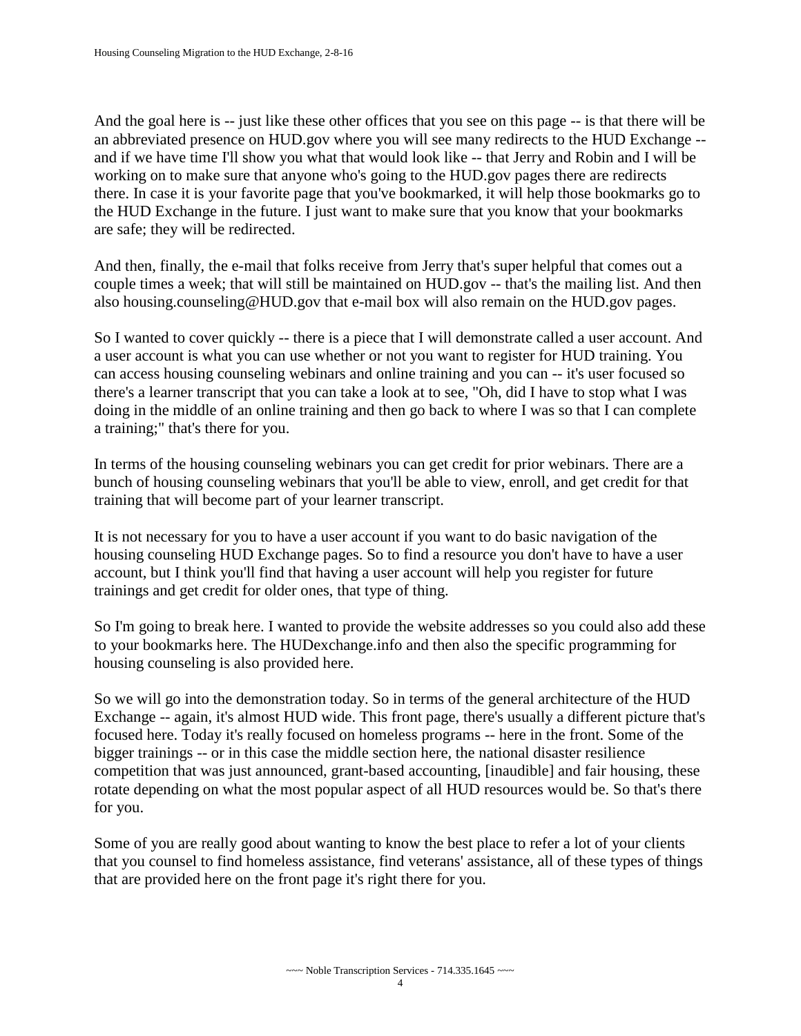And the goal here is -- just like these other offices that you see on this page -- is that there will be an abbreviated presence on HUD.gov where you will see many redirects to the HUD Exchange -- and if we have time I'll show you what that would look like -- that Jerry and Robin and I will be working on to make sure that anyone who's going to the HUD.gov pages there are redirects there. In case it is your favorite page that you've bookmarked, it will help those bookmarks go to the HUD Exchange in the future. I just want to make sure that you know that your bookmarks are safe; they will be redirected.

And then, finally, the e-mail that folks receive from Jerry that's super helpful that comes out a couple times a week; that will still be maintained on HUD.gov -- that's the mailing list. And then also housing.counseling@HUD.gov that e-mail box will also remain on the HUD.gov pages.

So I wanted to cover quickly -- there is a piece that I will demonstrate called a user account. And a user account is what you can use whether or not you want to register for HUD training. You can access housing counseling webinars and online training and you can -- it's user focused so there's a learner transcript that you can take a look at to see, "Oh, did I have to stop what I was doing in the middle of an online training and then go back to where I was so that I can complete a training;" that's there for you.

In terms of the housing counseling webinars you can get credit for prior webinars. There are a bunch of housing counseling webinars that you'll be able to view, enroll, and get credit for that training that will become part of your learner transcript.

It is not necessary for you to have a user account if you want to do basic navigation of the housing counseling HUD Exchange pages. So to find a resource you don't have to have a user account, but I think you'll find that having a user account will help you register for future trainings and get credit for older ones, that type of thing.

So I'm going to break here. I wanted to provide the website addresses so you could also add these to your bookmarks here. The HUDexchange.info and then also the specific programming for housing counseling is also provided here.

So we will go into the demonstration today. So in terms of the general architecture of the HUD Exchange -- again, it's almost HUD wide. This front page, there's usually a different picture that's focused here. Today it's really focused on homeless programs -- here in the front. Some of the bigger trainings -- or in this case the middle section here, the national disaster resilience competition that was just announced, grant-based accounting, [inaudible] and fair housing, these rotate depending on what the most popular aspect of all HUD resources would be. So that's there for you.

Some of you are really good about wanting to know the best place to refer a lot of your clients that you counsel to find homeless assistance, find veterans' assistance, all of these types of things that are provided here on the front page it's right there for you.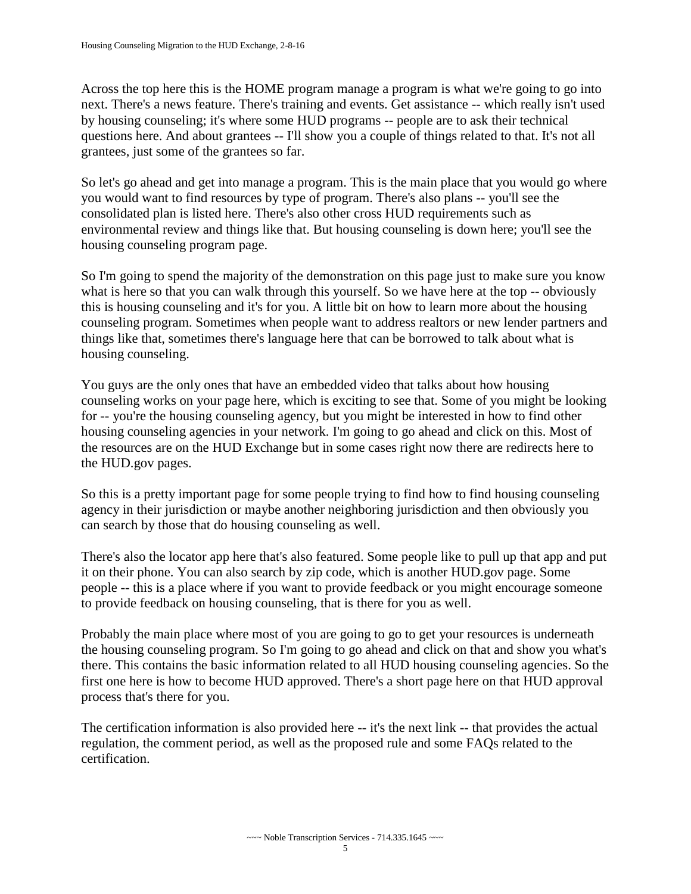Across the top here this is the HOME program manage a program is what we're going to go into next. There's a news feature. There's training and events. Get assistance -- which really isn't used by housing counseling; it's where some HUD programs -- people are to ask their technical questions here. And about grantees -- I'll show you a couple of things related to that. It's not all grantees, just some of the grantees so far.

So let's go ahead and get into manage a program. This is the main place that you would go where you would want to find resources by type of program. There's also plans -- you'll see the consolidated plan is listed here. There's also other cross HUD requirements such as environmental review and things like that. But housing counseling is down here; you'll see the housing counseling program page.

So I'm going to spend the majority of the demonstration on this page just to make sure you know what is here so that you can walk through this yourself. So we have here at the top -- obviously this is housing counseling and it's for you. A little bit on how to learn more about the housing counseling program. Sometimes when people want to address realtors or new lender partners and things like that, sometimes there's language here that can be borrowed to talk about what is housing counseling.

You guys are the only ones that have an embedded video that talks about how housing counseling works on your page here, which is exciting to see that. Some of you might be looking for -- you're the housing counseling agency, but you might be interested in how to find other housing counseling agencies in your network. I'm going to go ahead and click on this. Most of the resources are on the HUD Exchange but in some cases right now there are redirects here to the HUD.gov pages.

So this is a pretty important page for some people trying to find how to find housing counseling agency in their jurisdiction or maybe another neighboring jurisdiction and then obviously you can search by those that do housing counseling as well.

There's also the locator app here that's also featured. Some people like to pull up that app and put it on their phone. You can also search by zip code, which is another HUD.gov page. Some people -- this is a place where if you want to provide feedback or you might encourage someone to provide feedback on housing counseling, that is there for you as well.

Probably the main place where most of you are going to go to get your resources is underneath the housing counseling program. So I'm going to go ahead and click on that and show you what's there. This contains the basic information related to all HUD housing counseling agencies. So the first one here is how to become HUD approved. There's a short page here on that HUD approval process that's there for you.

The certification information is also provided here -- it's the next link -- that provides the actual regulation, the comment period, as well as the proposed rule and some FAQs related to the certification.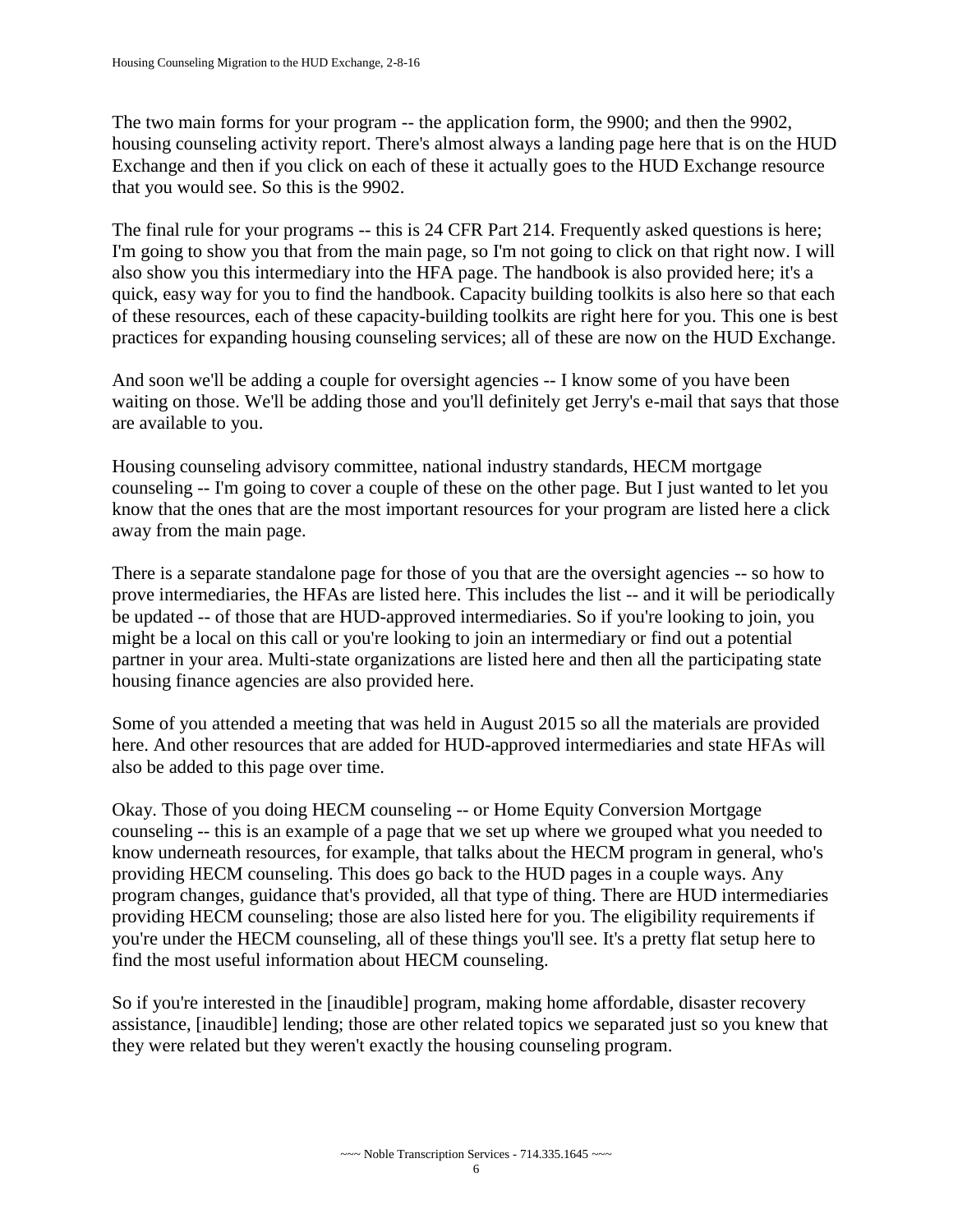The two main forms for your program -- the application form, the 9900; and then the 9902, housing counseling activity report. There's almost always a landing page here that is on the HUD Exchange and then if you click on each of these it actually goes to the HUD Exchange resource that you would see. So this is the 9902.

The final rule for your programs -- this is 24 CFR Part 214. Frequently asked questions is here; I'm going to show you that from the main page, so I'm not going to click on that right now. I will also show you this intermediary into the HFA page. The handbook is also provided here; it's a quick, easy way for you to find the handbook. Capacity building toolkits is also here so that each of these resources, each of these capacity-building toolkits are right here for you. This one is best practices for expanding housing counseling services; all of these are now on the HUD Exchange.

And soon we'll be adding a couple for oversight agencies -- I know some of you have been waiting on those. We'll be adding those and you'll definitely get Jerry's e-mail that says that those are available to you.

Housing counseling advisory committee, national industry standards, HECM mortgage counseling -- I'm going to cover a couple of these on the other page. But I just wanted to let you know that the ones that are the most important resources for your program are listed here a click away from the main page.

There is a separate standalone page for those of you that are the oversight agencies -- so how to prove intermediaries, the HFAs are listed here. This includes the list -- and it will be periodically be updated -- of those that are HUD-approved intermediaries. So if you're looking to join, you might be a local on this call or you're looking to join an intermediary or find out a potential partner in your area. Multi-state organizations are listed here and then all the participating state housing finance agencies are also provided here.

Some of you attended a meeting that was held in August 2015 so all the materials are provided here. And other resources that are added for HUD-approved intermediaries and state HFAs will also be added to this page over time.

Okay. Those of you doing HECM counseling -- or Home Equity Conversion Mortgage counseling -- this is an example of a page that we set up where we grouped what you needed to know underneath resources, for example, that talks about the HECM program in general, who's providing HECM counseling. This does go back to the HUD pages in a couple ways. Any program changes, guidance that's provided, all that type of thing. There are HUD intermediaries providing HECM counseling; those are also listed here for you. The eligibility requirements if you're under the HECM counseling, all of these things you'll see. It's a pretty flat setup here to find the most useful information about HECM counseling.

So if you're interested in the [inaudible] program, making home affordable, disaster recovery assistance, [inaudible] lending; those are other related topics we separated just so you knew that they were related but they weren't exactly the housing counseling program.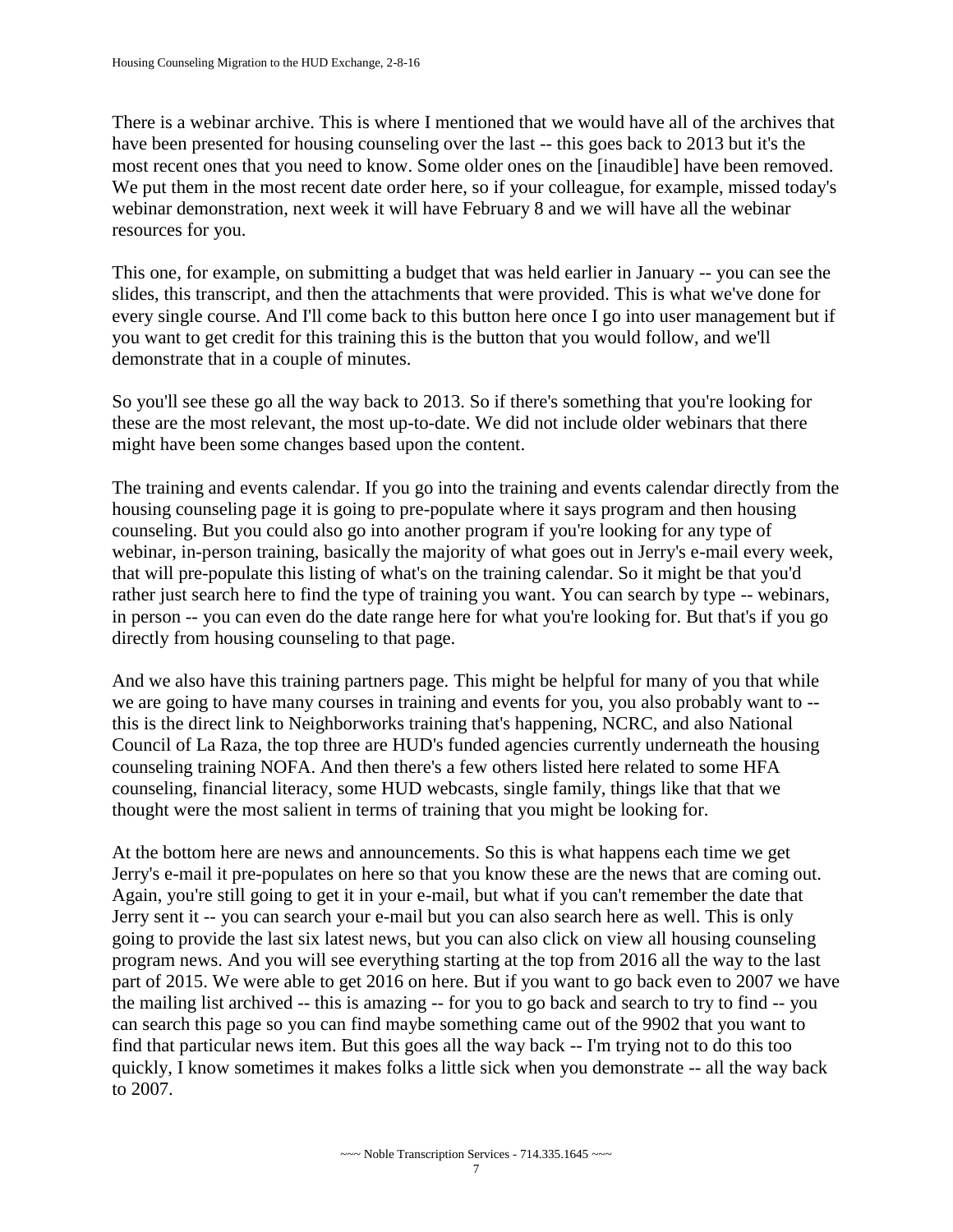There is a webinar archive. This is where I mentioned that we would have all of the archives that have been presented for housing counseling over the last -- this goes back to 2013 but it's the most recent ones that you need to know. Some older ones on the [inaudible] have been removed. We put them in the most recent date order here, so if your colleague, for example, missed today's webinar demonstration, next week it will have February 8 and we will have all the webinar resources for you.

This one, for example, on submitting a budget that was held earlier in January -- you can see the slides, this transcript, and then the attachments that were provided. This is what we've done for every single course. And I'll come back to this button here once I go into user management but if you want to get credit for this training this is the button that you would follow, and we'll demonstrate that in a couple of minutes.

So you'll see these go all the way back to 2013. So if there's something that you're looking for these are the most relevant, the most up-to-date. We did not include older webinars that there might have been some changes based upon the content.

The training and events calendar. If you go into the training and events calendar directly from the housing counseling page it is going to pre-populate where it says program and then housing counseling. But you could also go into another program if you're looking for any type of webinar, in-person training, basically the majority of what goes out in Jerry's e-mail every week, that will pre-populate this listing of what's on the training calendar. So it might be that you'd rather just search here to find the type of training you want. You can search by type -- webinars, in person -- you can even do the date range here for what you're looking for. But that's if you go directly from housing counseling to that page.

And we also have this training partners page. This might be helpful for many of you that while we are going to have many courses in training and events for you, you also probably want to -- this is the direct link to Neighborworks training that's happening, NCRC, and also National Council of La Raza, the top three are HUD's funded agencies currently underneath the housing counseling training NOFA. And then there's a few others listed here related to some HFA counseling, financial literacy, some HUD webcasts, single family, things like that that we thought were the most salient in terms of training that you might be looking for.

At the bottom here are news and announcements. So this is what happens each time we get Jerry's e-mail it pre-populates on here so that you know these are the news that are coming out. Again, you're still going to get it in your e-mail, but what if you can't remember the date that Jerry sent it -- you can search your e-mail but you can also search here as well. This is only going to provide the last six latest news, but you can also click on view all housing counseling program news. And you will see everything starting at the top from 2016 all the way to the last part of 2015. We were able to get 2016 on here. But if you want to go back even to 2007 we have the mailing list archived -- this is amazing -- for you to go back and search to try to find -- you can search this page so you can find maybe something came out of the 9902 that you want to find that particular news item. But this goes all the way back -- I'm trying not to do this too quickly, I know sometimes it makes folks a little sick when you demonstrate -- all the way back to 2007.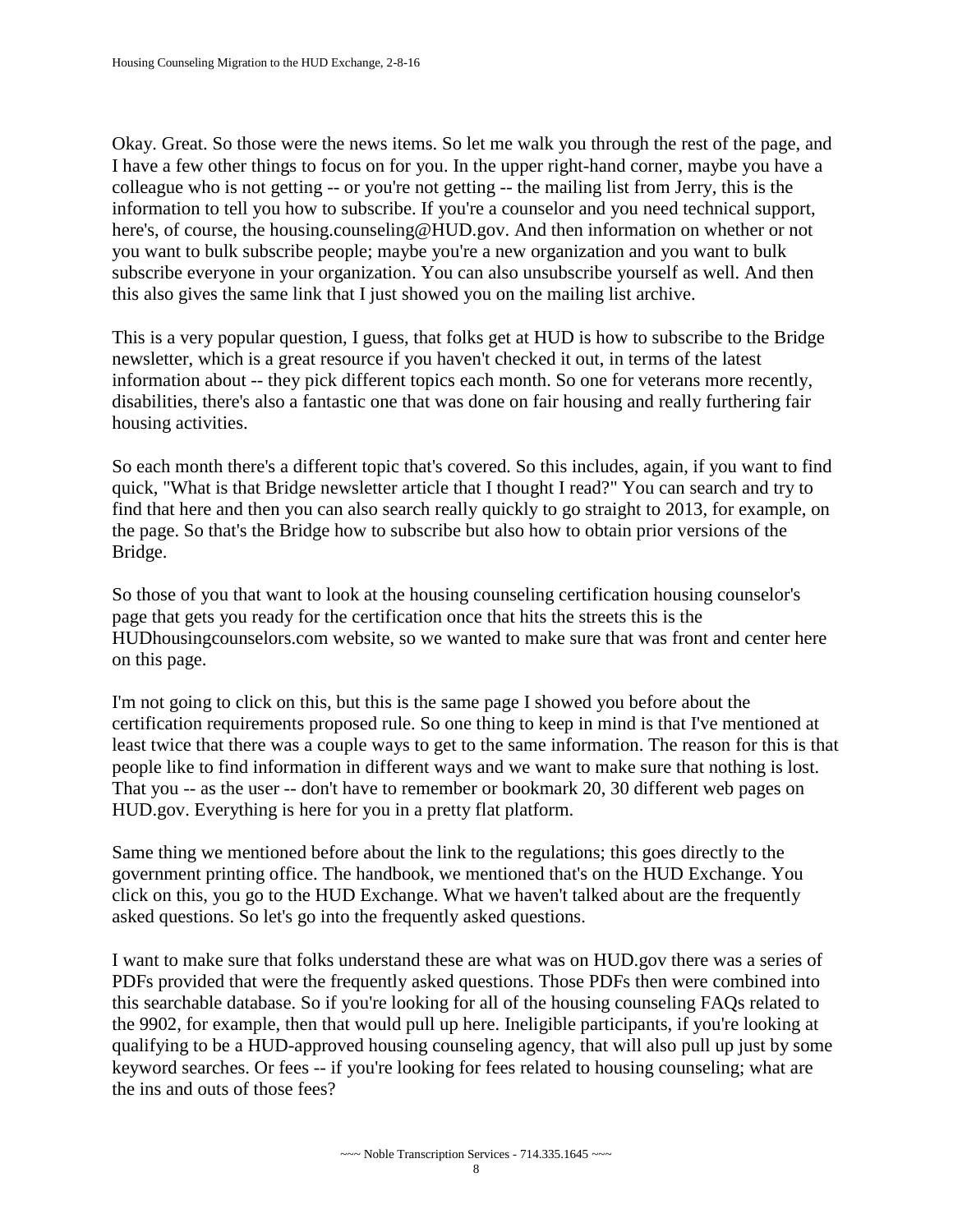Okay. Great. So those were the news items. So let me walk you through the rest of the page, and I have a few other things to focus on for you. In the upper right-hand corner, maybe you have a colleague who is not getting -- or you're not getting -- the mailing list from Jerry, this is the information to tell you how to subscribe. If you're a counselor and you need technical support, here's, of course, the housing.counseling@HUD.gov. And then information on whether or not you want to bulk subscribe people; maybe you're a new organization and you want to bulk subscribe everyone in your organization. You can also unsubscribe yourself as well. And then this also gives the same link that I just showed you on the mailing list archive.

This is a very popular question, I guess, that folks get at HUD is how to subscribe to the Bridge newsletter, which is a great resource if you haven't checked it out, in terms of the latest information about -- they pick different topics each month. So one for veterans more recently, disabilities, there's also a fantastic one that was done on fair housing and really furthering fair housing activities.

So each month there's a different topic that's covered. So this includes, again, if you want to find quick, "What is that Bridge newsletter article that I thought I read?" You can search and try to find that here and then you can also search really quickly to go straight to 2013, for example, on the page. So that's the Bridge how to subscribe but also how to obtain prior versions of the Bridge.

So those of you that want to look at the housing counseling certification housing counselor's page that gets you ready for the certification once that hits the streets this is the HUDhousingcounselors.com website, so we wanted to make sure that was front and center here on this page.

I'm not going to click on this, but this is the same page I showed you before about the certification requirements proposed rule. So one thing to keep in mind is that I've mentioned at least twice that there was a couple ways to get to the same information. The reason for this is that people like to find information in different ways and we want to make sure that nothing is lost. That you -- as the user -- don't have to remember or bookmark 20, 30 different web pages on HUD.gov. Everything is here for you in a pretty flat platform.

Same thing we mentioned before about the link to the regulations; this goes directly to the government printing office. The handbook, we mentioned that's on the HUD Exchange. You click on this, you go to the HUD Exchange. What we haven't talked about are the frequently asked questions. So let's go into the frequently asked questions.

I want to make sure that folks understand these are what was on HUD.gov there was a series of PDFs provided that were the frequently asked questions. Those PDFs then were combined into this searchable database. So if you're looking for all of the housing counseling FAQs related to the 9902, for example, then that would pull up here. Ineligible participants, if you're looking at qualifying to be a HUD-approved housing counseling agency, that will also pull up just by some keyword searches. Or fees -- if you're looking for fees related to housing counseling; what are the ins and outs of those fees?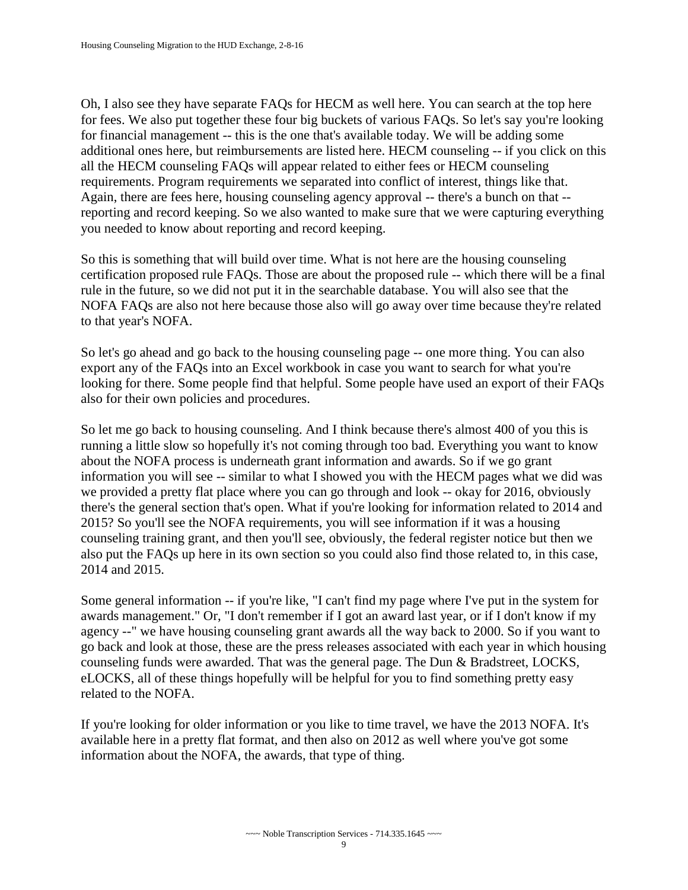Oh, I also see they have separate FAQs for HECM as well here. You can search at the top here for fees. We also put together these four big buckets of various FAQs. So let's say you're looking for financial management -- this is the one that's available today. We will be adding some additional ones here, but reimbursements are listed here. HECM counseling -- if you click on this all the HECM counseling FAQs will appear related to either fees or HECM counseling requirements. Program requirements we separated into conflict of interest, things like that. Again, there are fees here, housing counseling agency approval -- there's a bunch on that -- reporting and record keeping. So we also wanted to make sure that we were capturing everything you needed to know about reporting and record keeping.

So this is something that will build over time. What is not here are the housing counseling certification proposed rule FAQs. Those are about the proposed rule -- which there will be a final rule in the future, so we did not put it in the searchable database. You will also see that the NOFA FAQs are also not here because those also will go away over time because they're related to that year's NOFA.

So let's go ahead and go back to the housing counseling page -- one more thing. You can also export any of the FAQs into an Excel workbook in case you want to search for what you're looking for there. Some people find that helpful. Some people have used an export of their FAQs also for their own policies and procedures.

So let me go back to housing counseling. And I think because there's almost 400 of you this is running a little slow so hopefully it's not coming through too bad. Everything you want to know about the NOFA process is underneath grant information and awards. So if we go grant information you will see -- similar to what I showed you with the HECM pages what we did was we provided a pretty flat place where you can go through and look -- okay for 2016, obviously there's the general section that's open. What if you're looking for information related to 2014 and 2015? So you'll see the NOFA requirements, you will see information if it was a housing counseling training grant, and then you'll see, obviously, the federal register notice but then we also put the FAQs up here in its own section so you could also find those related to, in this case, 2014 and 2015.

Some general information -- if you're like, "I can't find my page where I've put in the system for awards management." Or, "I don't remember if I got an award last year, or if I don't know if my agency --" we have housing counseling grant awards all the way back to 2000. So if you want to go back and look at those, these are the press releases associated with each year in which housing counseling funds were awarded. That was the general page. The Dun & Bradstreet, LOCKS, eLOCKS, all of these things hopefully will be helpful for you to find something pretty easy related to the NOFA.

If you're looking for older information or you like to time travel, we have the 2013 NOFA. It's available here in a pretty flat format, and then also on 2012 as well where you've got some information about the NOFA, the awards, that type of thing.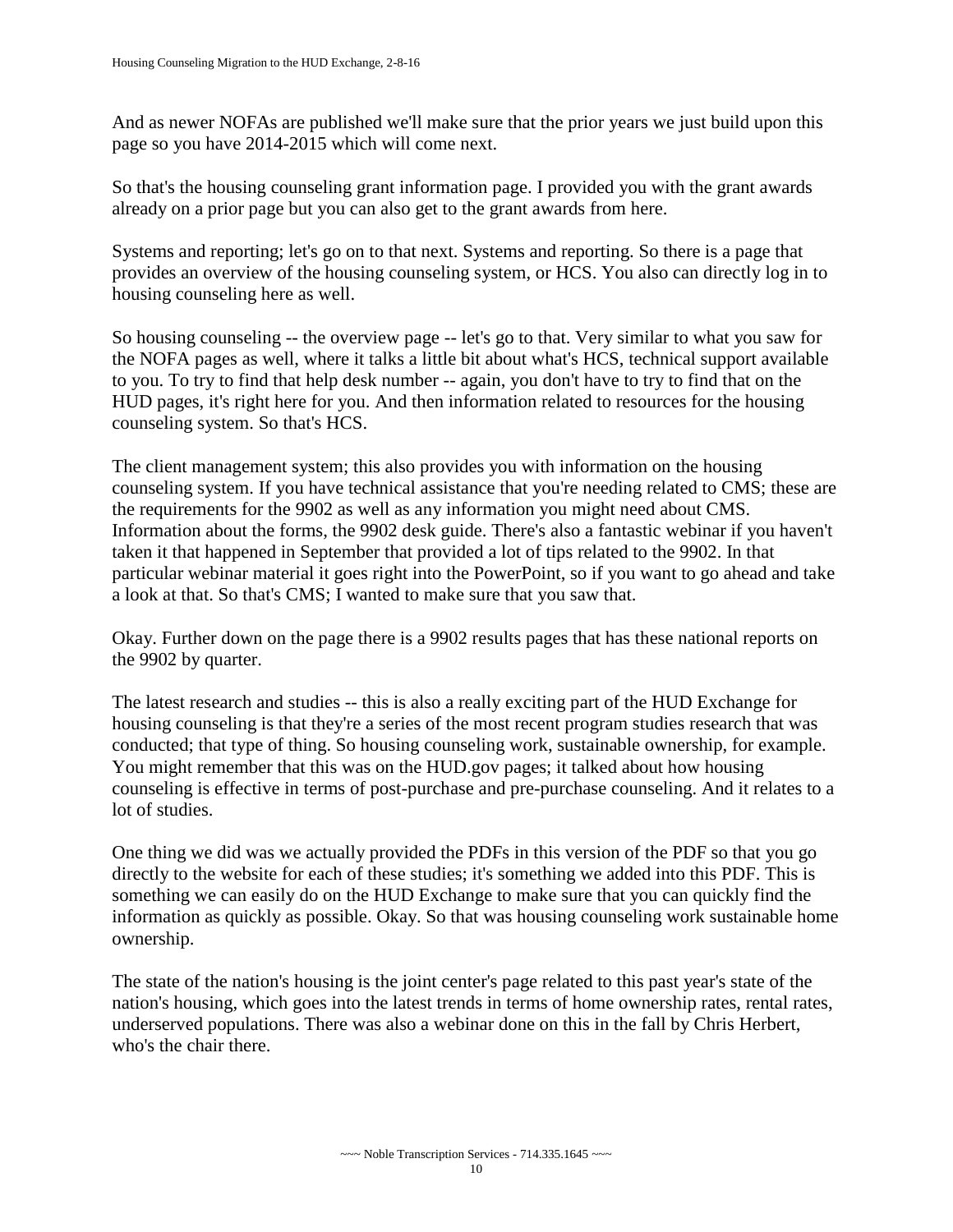And as newer NOFAs are published we'll make sure that the prior years we just build upon this page so you have 2014-2015 which will come next.

So that's the housing counseling grant information page. I provided you with the grant awards already on a prior page but you can also get to the grant awards from here.

Systems and reporting; let's go on to that next. Systems and reporting. So there is a page that provides an overview of the housing counseling system, or HCS. You also can directly log in to housing counseling here as well.

So housing counseling -- the overview page -- let's go to that. Very similar to what you saw for the NOFA pages as well, where it talks a little bit about what's HCS, technical support available to you. To try to find that help desk number -- again, you don't have to try to find that on the HUD pages, it's right here for you. And then information related to resources for the housing counseling system. So that's HCS.

The client management system; this also provides you with information on the housing counseling system. If you have technical assistance that you're needing related to CMS; these are the requirements for the 9902 as well as any information you might need about CMS. Information about the forms, the 9902 desk guide. There's also a fantastic webinar if you haven't taken it that happened in September that provided a lot of tips related to the 9902. In that particular webinar material it goes right into the PowerPoint, so if you want to go ahead and take a look at that. So that's CMS; I wanted to make sure that you saw that.

Okay. Further down on the page there is a 9902 results pages that has these national reports on the 9902 by quarter.

The latest research and studies -- this is also a really exciting part of the HUD Exchange for housing counseling is that they're a series of the most recent program studies research that was conducted; that type of thing. So housing counseling work, sustainable ownership, for example. You might remember that this was on the HUD.gov pages; it talked about how housing counseling is effective in terms of post-purchase and pre-purchase counseling. And it relates to a lot of studies.

One thing we did was we actually provided the PDFs in this version of the PDF so that you go directly to the website for each of these studies; it's something we added into this PDF. This is something we can easily do on the HUD Exchange to make sure that you can quickly find the information as quickly as possible. Okay. So that was housing counseling work sustainable home ownership.

The state of the nation's housing is the joint center's page related to this past year's state of the nation's housing, which goes into the latest trends in terms of home ownership rates, rental rates, underserved populations. There was also a webinar done on this in the fall by Chris Herbert, who's the chair there.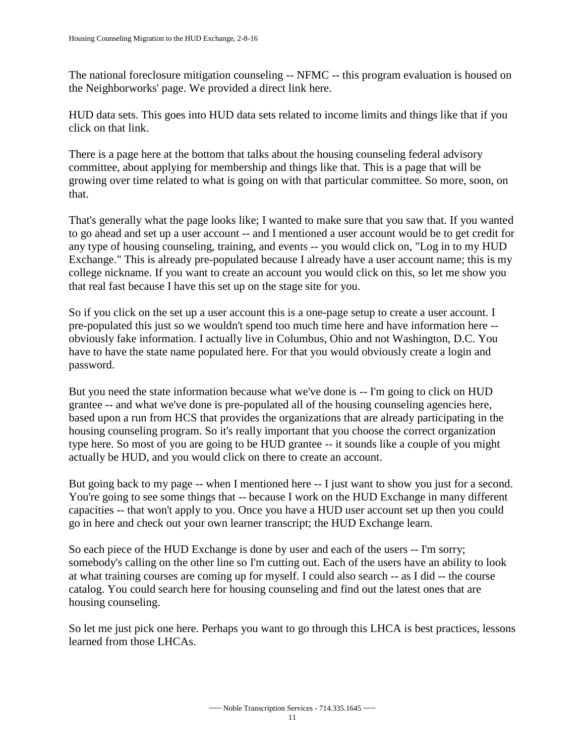The national foreclosure mitigation counseling -- NFMC -- this program evaluation is housed on the Neighborworks' page. We provided a direct link here.

HUD data sets. This goes into HUD data sets related to income limits and things like that if you click on that link.

There is a page here at the bottom that talks about the housing counseling federal advisory committee, about applying for membership and things like that. This is a page that will be growing over time related to what is going on with that particular committee. So more, soon, on that.

That's generally what the page looks like; I wanted to make sure that you saw that. If you wanted to go ahead and set up a user account -- and I mentioned a user account would be to get credit for any type of housing counseling, training, and events -- you would click on, "Log in to my HUD Exchange." This is already pre-populated because I already have a user account name; this is my college nickname. If you want to create an account you would click on this, so let me show you that real fast because I have this set up on the stage site for you.

So if you click on the set up a user account this is a one-page setup to create a user account. I pre-populated this just so we wouldn't spend too much time here and have information here -- obviously fake information. I actually live in Columbus, Ohio and not Washington, D.C. You have to have the state name populated here. For that you would obviously create a login and password.

But you need the state information because what we've done is -- I'm going to click on HUD grantee -- and what we've done is pre-populated all of the housing counseling agencies here, based upon a run from HCS that provides the organizations that are already participating in the housing counseling program. So it's really important that you choose the correct organization type here. So most of you are going to be HUD grantee -- it sounds like a couple of you might actually be HUD, and you would click on there to create an account.

But going back to my page -- when I mentioned here -- I just want to show you just for a second. You're going to see some things that -- because I work on the HUD Exchange in many different capacities -- that won't apply to you. Once you have a HUD user account set up then you could go in here and check out your own learner transcript; the HUD Exchange learn.

So each piece of the HUD Exchange is done by user and each of the users -- I'm sorry; somebody's calling on the other line so I'm cutting out. Each of the users have an ability to look at what training courses are coming up for myself. I could also search -- as I did -- the course catalog. You could search here for housing counseling and find out the latest ones that are housing counseling.

So let me just pick one here. Perhaps you want to go through this LHCA is best practices, lessons learned from those LHCAs.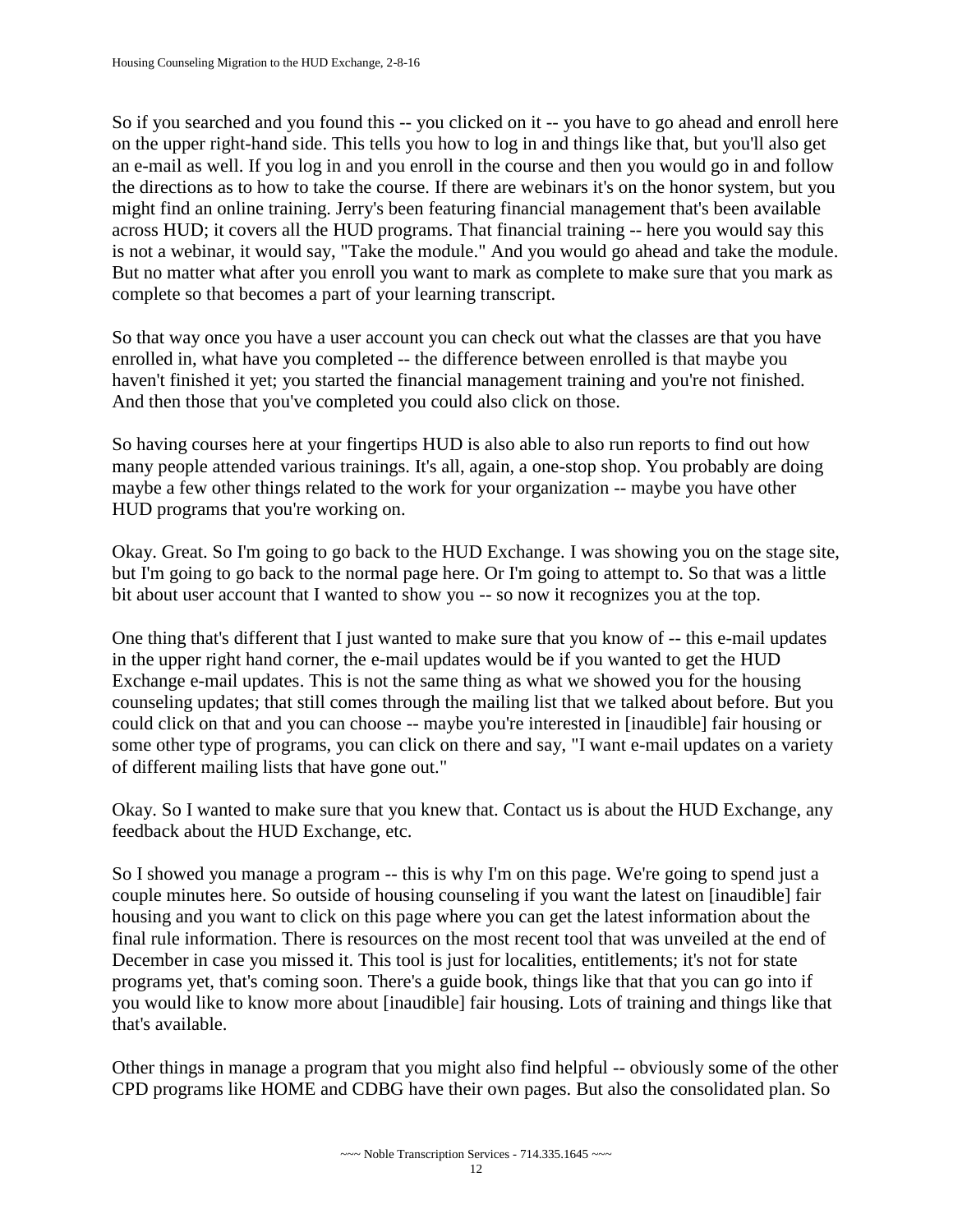So if you searched and you found this -- you clicked on it -- you have to go ahead and enroll here on the upper right-hand side. This tells you how to log in and things like that, but you'll also get an e-mail as well. If you log in and you enroll in the course and then you would go in and follow the directions as to how to take the course. If there are webinars it's on the honor system, but you might find an online training. Jerry's been featuring financial management that's been available across HUD; it covers all the HUD programs. That financial training -- here you would say this is not a webinar, it would say, "Take the module." And you would go ahead and take the module. But no matter what after you enroll you want to mark as complete to make sure that you mark as complete so that becomes a part of your learning transcript.

So that way once you have a user account you can check out what the classes are that you have enrolled in, what have you completed -- the difference between enrolled is that maybe you haven't finished it yet; you started the financial management training and you're not finished. And then those that you've completed you could also click on those.

So having courses here at your fingertips HUD is also able to also run reports to find out how many people attended various trainings. It's all, again, a one-stop shop. You probably are doing maybe a few other things related to the work for your organization -- maybe you have other HUD programs that you're working on.

Okay. Great. So I'm going to go back to the HUD Exchange. I was showing you on the stage site, but I'm going to go back to the normal page here. Or I'm going to attempt to. So that was a little bit about user account that I wanted to show you -- so now it recognizes you at the top.

One thing that's different that I just wanted to make sure that you know of -- this e-mail updates in the upper right hand corner, the e-mail updates would be if you wanted to get the HUD Exchange e-mail updates. This is not the same thing as what we showed you for the housing counseling updates; that still comes through the mailing list that we talked about before. But you could click on that and you can choose -- maybe you're interested in [inaudible] fair housing or some other type of programs, you can click on there and say, "I want e-mail updates on a variety of different mailing lists that have gone out."

Okay. So I wanted to make sure that you knew that. Contact us is about the HUD Exchange, any feedback about the HUD Exchange, etc.

So I showed you manage a program -- this is why I'm on this page. We're going to spend just a couple minutes here. So outside of housing counseling if you want the latest on [inaudible] fair housing and you want to click on this page where you can get the latest information about the final rule information. There is resources on the most recent tool that was unveiled at the end of December in case you missed it. This tool is just for localities, entitlements; it's not for state programs yet, that's coming soon. There's a guide book, things like that that you can go into if you would like to know more about [inaudible] fair housing. Lots of training and things like that that's available.

Other things in manage a program that you might also find helpful -- obviously some of the other CPD programs like HOME and CDBG have their own pages. But also the consolidated plan. So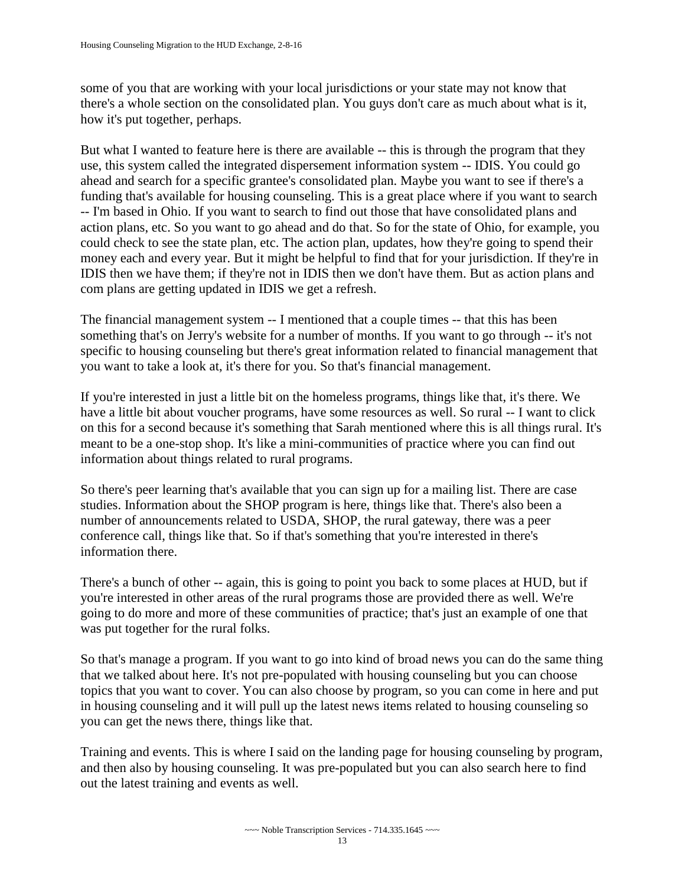some of you that are working with your local jurisdictions or your state may not know that there's a whole section on the consolidated plan. You guys don't care as much about what is it, how it's put together, perhaps.

But what I wanted to feature here is there are available -- this is through the program that they use, this system called the integrated dispersement information system -- IDIS. You could go ahead and search for a specific grantee's consolidated plan. Maybe you want to see if there's a funding that's available for housing counseling. This is a great place where if you want to search -- I'm based in Ohio. If you want to search to find out those that have consolidated plans and action plans, etc. So you want to go ahead and do that. So for the state of Ohio, for example, you could check to see the state plan, etc. The action plan, updates, how they're going to spend their money each and every year. But it might be helpful to find that for your jurisdiction. If they're in IDIS then we have them; if they're not in IDIS then we don't have them. But as action plans and com plans are getting updated in IDIS we get a refresh.

The financial management system -- I mentioned that a couple times -- that this has been something that's on Jerry's website for a number of months. If you want to go through -- it's not specific to housing counseling but there's great information related to financial management that you want to take a look at, it's there for you. So that's financial management.

If you're interested in just a little bit on the homeless programs, things like that, it's there. We have a little bit about voucher programs, have some resources as well. So rural -- I want to click on this for a second because it's something that Sarah mentioned where this is all things rural. It's meant to be a one-stop shop. It's like a mini-communities of practice where you can find out information about things related to rural programs.

So there's peer learning that's available that you can sign up for a mailing list. There are case studies. Information about the SHOP program is here, things like that. There's also been a number of announcements related to USDA, SHOP, the rural gateway, there was a peer conference call, things like that. So if that's something that you're interested in there's information there.

There's a bunch of other -- again, this is going to point you back to some places at HUD, but if you're interested in other areas of the rural programs those are provided there as well. We're going to do more and more of these communities of practice; that's just an example of one that was put together for the rural folks.

So that's manage a program. If you want to go into kind of broad news you can do the same thing that we talked about here. It's not pre-populated with housing counseling but you can choose topics that you want to cover. You can also choose by program, so you can come in here and put in housing counseling and it will pull up the latest news items related to housing counseling so you can get the news there, things like that.

Training and events. This is where I said on the landing page for housing counseling by program, and then also by housing counseling. It was pre-populated but you can also search here to find out the latest training and events as well.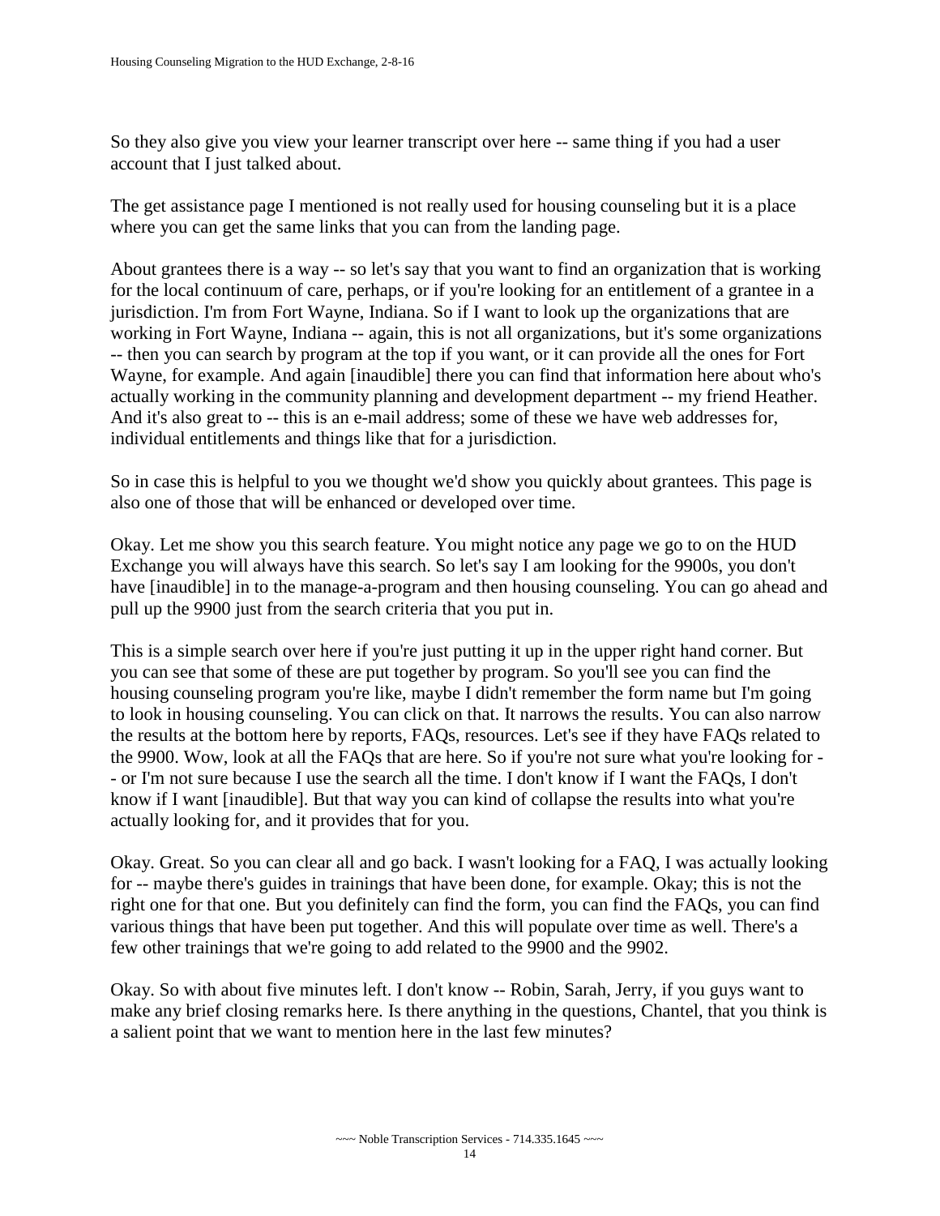So they also give you view your learner transcript over here -- same thing if you had a user account that I just talked about.

The get assistance page I mentioned is not really used for housing counseling but it is a place where you can get the same links that you can from the landing page.

About grantees there is a way -- so let's say that you want to find an organization that is working for the local continuum of care, perhaps, or if you're looking for an entitlement of a grantee in a jurisdiction. I'm from Fort Wayne, Indiana. So if I want to look up the organizations that are working in Fort Wayne, Indiana -- again, this is not all organizations, but it's some organizations -- then you can search by program at the top if you want, or it can provide all the ones for Fort Wayne, for example. And again [inaudible] there you can find that information here about who's actually working in the community planning and development department -- my friend Heather. And it's also great to -- this is an e-mail address; some of these we have web addresses for, individual entitlements and things like that for a jurisdiction.

So in case this is helpful to you we thought we'd show you quickly about grantees. This page is also one of those that will be enhanced or developed over time.

Okay. Let me show you this search feature. You might notice any page we go to on the HUD Exchange you will always have this search. So let's say I am looking for the 9900s, you don't have [inaudible] in to the manage-a-program and then housing counseling. You can go ahead and pull up the 9900 just from the search criteria that you put in.

This is a simple search over here if you're just putting it up in the upper right hand corner. But you can see that some of these are put together by program. So you'll see you can find the housing counseling program you're like, maybe I didn't remember the form name but I'm going to look in housing counseling. You can click on that. It narrows the results. You can also narrow the results at the bottom here by reports, FAQs, resources. Let's see if they have FAQs related to the 9900. Wow, look at all the FAQs that are here. So if you're not sure what you're looking for -- or I'm not sure because I use the search all the time. I don't know if I want the FAQs, I don't know if I want [inaudible]. But that way you can kind of collapse the results into what you're actually looking for, and it provides that for you.

Okay. Great. So you can clear all and go back. I wasn't looking for a FAQ, I was actually looking for -- maybe there's guides in trainings that have been done, for example. Okay; this is not the right one for that one. But you definitely can find the form, you can find the FAQs, you can find various things that have been put together. And this will populate over time as well. There's a few other trainings that we're going to add related to the 9900 and the 9902.

Okay. So with about five minutes left. I don't know -- Robin, Sarah, Jerry, if you guys want to make any brief closing remarks here. Is there anything in the questions, Chantel, that you think is a salient point that we want to mention here in the last few minutes?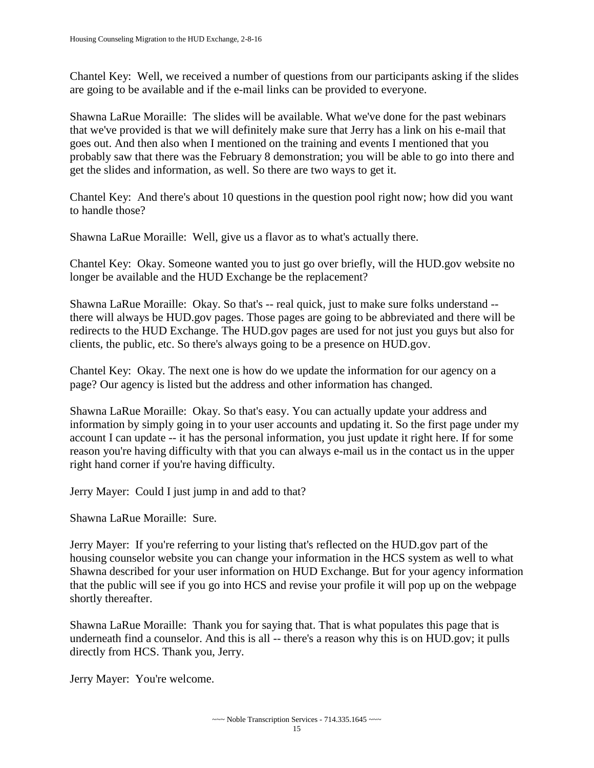Chantel Key: Well, we received a number of questions from our participants asking if the slides are going to be available and if the e-mail links can be provided to everyone.

Shawna LaRue Moraille: The slides will be available. What we've done for the past webinars that we've provided is that we will definitely make sure that Jerry has a link on his e-mail that goes out. And then also when I mentioned on the training and events I mentioned that you probably saw that there was the February 8 demonstration; you will be able to go into there and get the slides and information, as well. So there are two ways to get it.

Chantel Key: And there's about 10 questions in the question pool right now; how did you want to handle those?

Shawna LaRue Moraille: Well, give us a flavor as to what's actually there.

Chantel Key: Okay. Someone wanted you to just go over briefly, will the HUD.gov website no longer be available and the HUD Exchange be the replacement?

Shawna LaRue Moraille: Okay. So that's -- real quick, just to make sure folks understand -- there will always be HUD.gov pages. Those pages are going to be abbreviated and there will be redirects to the HUD Exchange. The HUD.gov pages are used for not just you guys but also for clients, the public, etc. So there's always going to be a presence on HUD.gov.

Chantel Key: Okay. The next one is how do we update the information for our agency on a page? Our agency is listed but the address and other information has changed.

Shawna LaRue Moraille: Okay. So that's easy. You can actually update your address and information by simply going in to your user accounts and updating it. So the first page under my account I can update -- it has the personal information, you just update it right here. If for some reason you're having difficulty with that you can always e-mail us in the contact us in the upper right hand corner if you're having difficulty.

Jerry Mayer: Could I just jump in and add to that?

Shawna LaRue Moraille: Sure.

Jerry Mayer: If you're referring to your listing that's reflected on the HUD.gov part of the housing counselor website you can change your information in the HCS system as well to what Shawna described for your user information on HUD Exchange. But for your agency information that the public will see if you go into HCS and revise your profile it will pop up on the webpage shortly thereafter.

Shawna LaRue Moraille: Thank you for saying that. That is what populates this page that is underneath find a counselor. And this is all -- there's a reason why this is on HUD.gov; it pulls directly from HCS. Thank you, Jerry.

Jerry Mayer: You're welcome.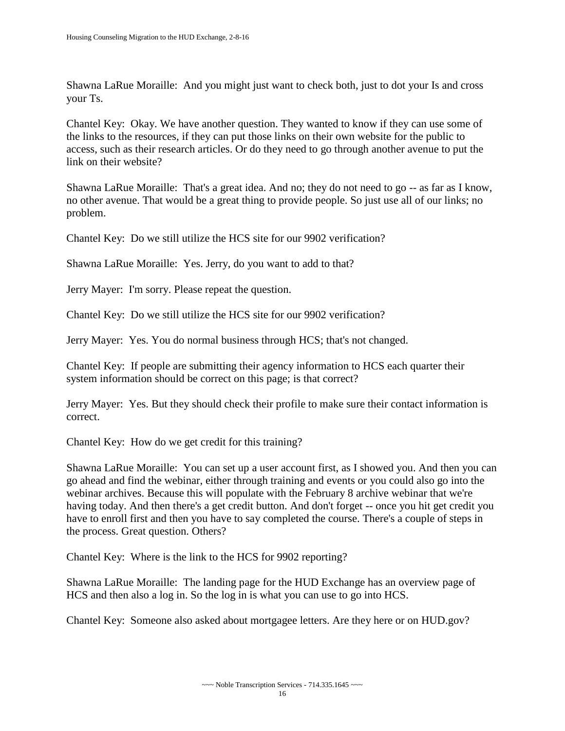Shawna LaRue Moraille: And you might just want to check both, just to dot your Is and cross your Ts.

Chantel Key: Okay. We have another question. They wanted to know if they can use some of the links to the resources, if they can put those links on their own website for the public to access, such as their research articles. Or do they need to go through another avenue to put the link on their website?

Shawna LaRue Moraille: That's a great idea. And no; they do not need to go -- as far as I know, no other avenue. That would be a great thing to provide people. So just use all of our links; no problem.

Chantel Key: Do we still utilize the HCS site for our 9902 verification?

Shawna LaRue Moraille: Yes. Jerry, do you want to add to that?

Jerry Mayer: I'm sorry. Please repeat the question.

Chantel Key: Do we still utilize the HCS site for our 9902 verification?

Jerry Mayer: Yes. You do normal business through HCS; that's not changed.

Chantel Key: If people are submitting their agency information to HCS each quarter their system information should be correct on this page; is that correct?

Jerry Mayer: Yes. But they should check their profile to make sure their contact information is correct.

Chantel Key: How do we get credit for this training?

Shawna LaRue Moraille: You can set up a user account first, as I showed you. And then you can go ahead and find the webinar, either through training and events or you could also go into the webinar archives. Because this will populate with the February 8 archive webinar that we're having today. And then there's a get credit button. And don't forget -- once you hit get credit you have to enroll first and then you have to say completed the course. There's a couple of steps in the process. Great question. Others?

Chantel Key: Where is the link to the HCS for 9902 reporting?

Shawna LaRue Moraille: The landing page for the HUD Exchange has an overview page of HCS and then also a log in. So the log in is what you can use to go into HCS.

Chantel Key: Someone also asked about mortgagee letters. Are they here or on HUD.gov?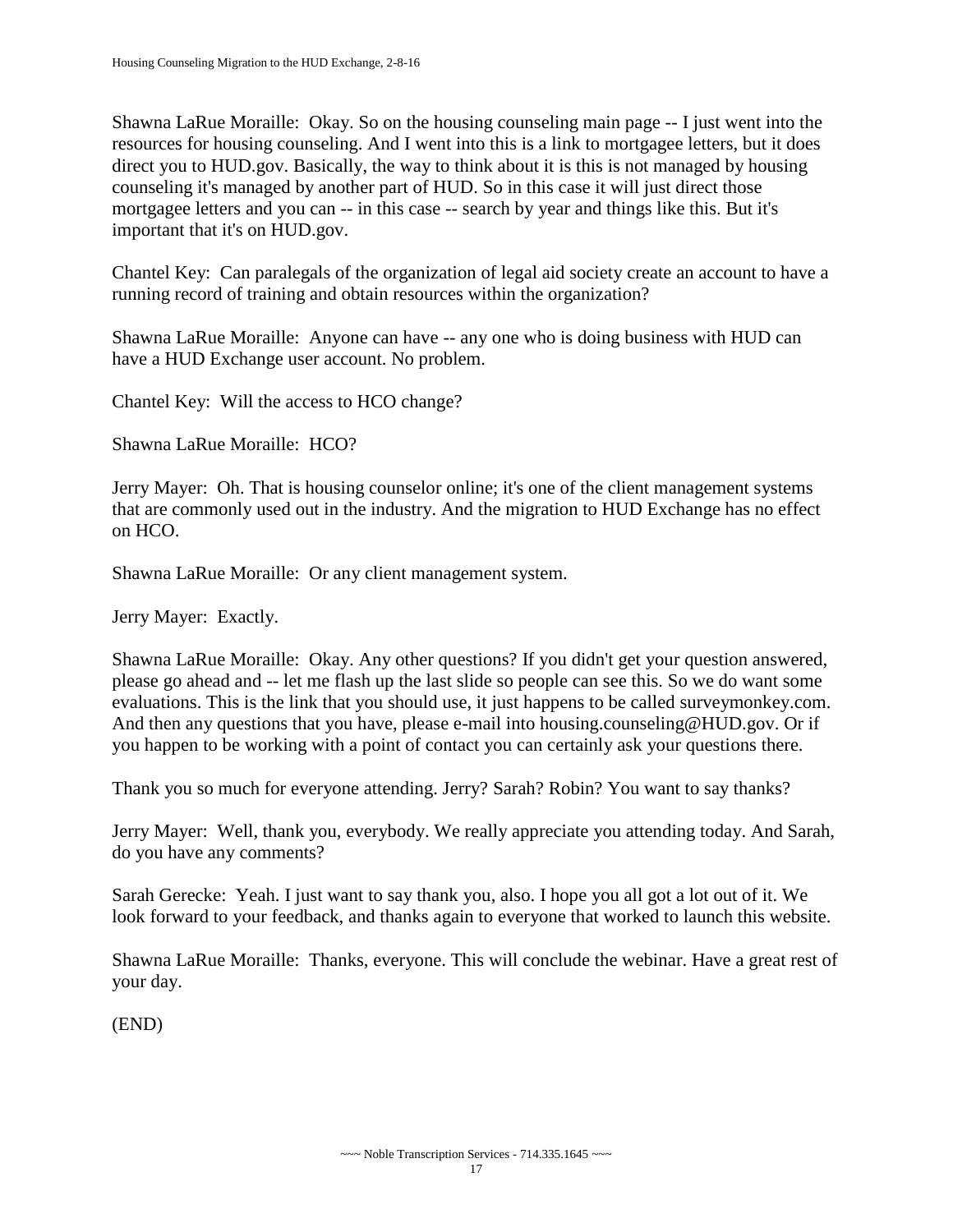Shawna LaRue Moraille: Okay. So on the housing counseling main page -- I just went into the resources for housing counseling. And I went into this is a link to mortgagee letters, but it does direct you to HUD.gov. Basically, the way to think about it is this is not managed by housing counseling it's managed by another part of HUD. So in this case it will just direct those mortgagee letters and you can -- in this case -- search by year and things like this. But it's important that it's on HUD.gov.

Chantel Key: Can paralegals of the organization of legal aid society create an account to have a running record of training and obtain resources within the organization?

Shawna LaRue Moraille: Anyone can have -- any one who is doing business with HUD can have a HUD Exchange user account. No problem.

Chantel Key: Will the access to HCO change?

Shawna LaRue Moraille: HCO?

Jerry Mayer: Oh. That is housing counselor online; it's one of the client management systems that are commonly used out in the industry. And the migration to HUD Exchange has no effect on HCO.

Shawna LaRue Moraille: Or any client management system.

Jerry Mayer: Exactly.

Shawna LaRue Moraille: Okay. Any other questions? If you didn't get your question answered, please go ahead and -- let me flash up the last slide so people can see this. So we do want some evaluations. This is the link that you should use, it just happens to be called surveymonkey.com. And then any questions that you have, please e-mail into housing.counseling@HUD.gov. Or if you happen to be working with a point of contact you can certainly ask your questions there.

Thank you so much for everyone attending. Jerry? Sarah? Robin? You want to say thanks?

Jerry Mayer: Well, thank you, everybody. We really appreciate you attending today. And Sarah, do you have any comments?

Sarah Gerecke: Yeah. I just want to say thank you, also. I hope you all got a lot out of it. We look forward to your feedback, and thanks again to everyone that worked to launch this website.

Shawna LaRue Moraille: Thanks, everyone. This will conclude the webinar. Have a great rest of your day.

(END)